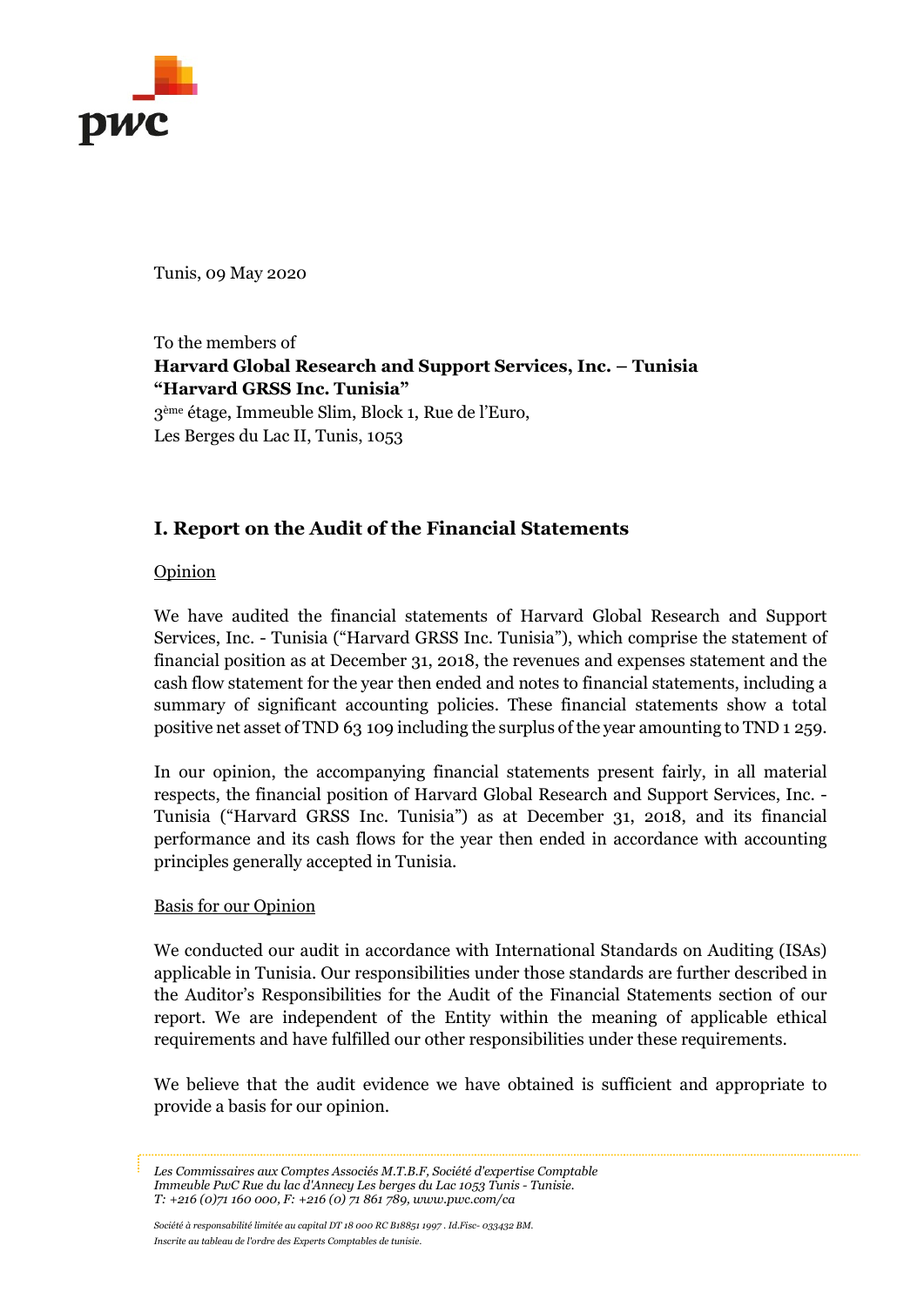Tunis, 09 May 2020

To the members of
**Harvard Global Research and Support Services, Inc. – Tunisia**
**"Harvard GRSS Inc. Tunisia"**
3ème étage, Immeuble Slim, Block 1, Rue de l'Euro,
Les Berges du Lac II, Tunis, 1053

## I. Report on the Audit of the Financial Statements

Opinion

We have audited the financial statements of Harvard Global Research and Support Services, Inc. - Tunisia ("Harvard GRSS Inc. Tunisia"), which comprise the statement of financial position as at December 31, 2018, the revenues and expenses statement and the cash flow statement for the year then ended and notes to financial statements, including a summary of significant accounting policies. These financial statements show a total positive net asset of TND 63 109 including the surplus of the year amounting to TND 1 259.

In our opinion, the accompanying financial statements present fairly, in all material respects, the financial position of Harvard Global Research and Support Services, Inc. - Tunisia ("Harvard GRSS Inc. Tunisia") as at December 31, 2018, and its financial performance and its cash flows for the year then ended in accordance with accounting principles generally accepted in Tunisia.

Basis for our Opinion

We conducted our audit in accordance with International Standards on Auditing (ISAs) applicable in Tunisia. Our responsibilities under those standards are further described in the Auditor's Responsibilities for the Audit of the Financial Statements section of our report. We are independent of the Entity within the meaning of applicable ethical requirements and have fulfilled our other responsibilities under these requirements.

We believe that the audit evidence we have obtained is sufficient and appropriate to provide a basis for our opinion.

*Les Commissaires aux Comptes Associés M.T.B.F, Société d'expertise Comptable*
*Immeuble PwC Rue du lac d'Annecy Les berges du Lac 1053 Tunis - Tunisie.*
*T: +216 (0)71 160 000, F: +216 (0) 71 861 789, www.pwc.com/ca*

*Société à responsabilité limitée au capital DT 18 000 RC B18851 1997 . Id.Fisc- 033432 BM.*
*Inscrite au tableau de l'ordre des Experts Comptables de tunisie.*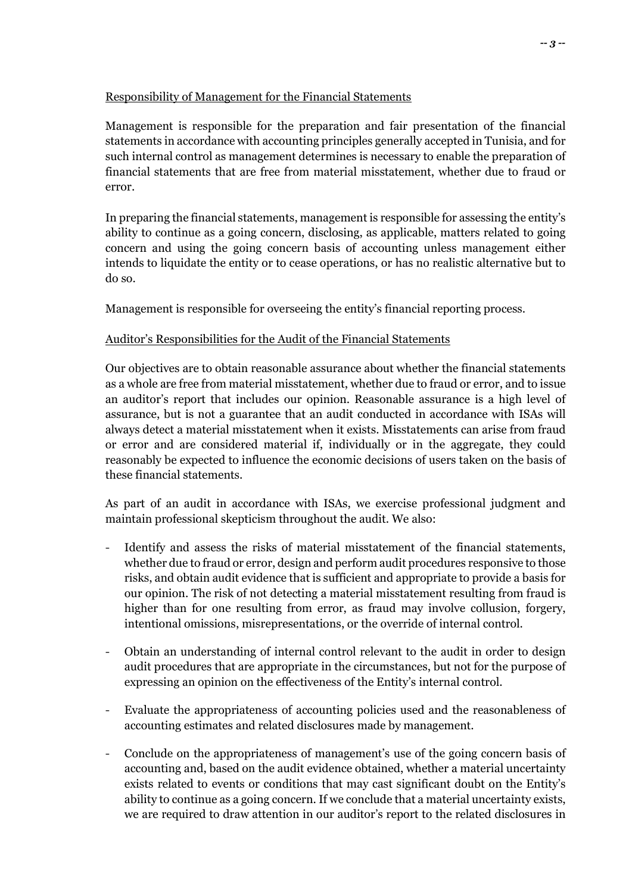## Responsibility of Management for the Financial Statements

Management is responsible for the preparation and fair presentation of the financial statements in accordance with accounting principles generally accepted in Tunisia, and for such internal control as management determines is necessary to enable the preparation of financial statements that are free from material misstatement, whether due to fraud or error.

In preparing the financial statements, management is responsible for assessing the entity's ability to continue as a going concern, disclosing, as applicable, matters related to going concern and using the going concern basis of accounting unless management either intends to liquidate the entity or to cease operations, or has no realistic alternative but to do so.

Management is responsible for overseeing the entity's financial reporting process.

## Auditor's Responsibilities for the Audit of the Financial Statements

Our objectives are to obtain reasonable assurance about whether the financial statements as a whole are free from material misstatement, whether due to fraud or error, and to issue an auditor's report that includes our opinion. Reasonable assurance is a high level of assurance, but is not a guarantee that an audit conducted in accordance with ISAs will always detect a material misstatement when it exists. Misstatements can arise from fraud or error and are considered material if, individually or in the aggregate, they could reasonably be expected to influence the economic decisions of users taken on the basis of these financial statements.

As part of an audit in accordance with ISAs, we exercise professional judgment and maintain professional skepticism throughout the audit. We also:

- Identify and assess the risks of material misstatement of the financial statements, whether due to fraud or error, design and perform audit procedures responsive to those risks, and obtain audit evidence that is sufficient and appropriate to provide a basis for our opinion. The risk of not detecting a material misstatement resulting from fraud is higher than for one resulting from error, as fraud may involve collusion, forgery, intentional omissions, misrepresentations, or the override of internal control.

- Obtain an understanding of internal control relevant to the audit in order to design audit procedures that are appropriate in the circumstances, but not for the purpose of expressing an opinion on the effectiveness of the Entity's internal control.

- Evaluate the appropriateness of accounting policies used and the reasonableness of accounting estimates and related disclosures made by management.

- Conclude on the appropriateness of management's use of the going concern basis of accounting and, based on the audit evidence obtained, whether a material uncertainty exists related to events or conditions that may cast significant doubt on the Entity's ability to continue as a going concern. If we conclude that a material uncertainty exists, we are required to draw attention in our auditor's report to the related disclosures in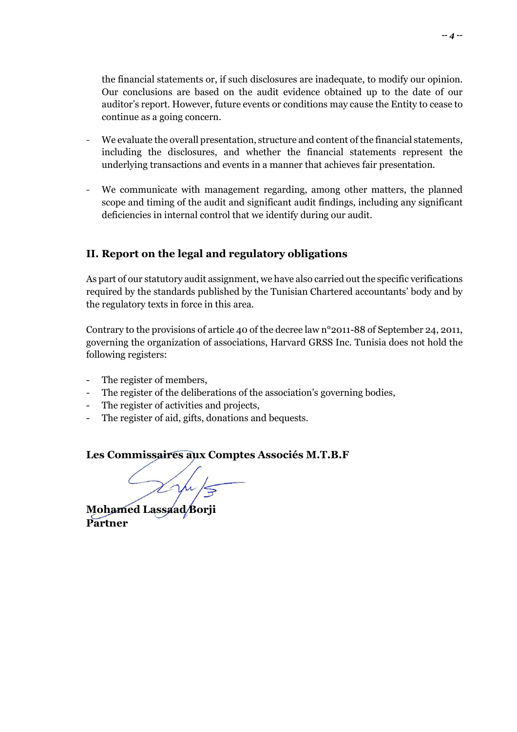the financial statements or, if such disclosures are inadequate, to modify our opinion. Our conclusions are based on the audit evidence obtained up to the date of our auditor's report. However, future events or conditions may cause the Entity to cease to continue as a going concern.

- We evaluate the overall presentation, structure and content of the financial statements, including the disclosures, and whether the financial statements represent the underlying transactions and events in a manner that achieves fair presentation.

- We communicate with management regarding, among other matters, the planned scope and timing of the audit and significant audit findings, including any significant deficiencies in internal control that we identify during our audit.

## II. Report on the legal and regulatory obligations

As part of our statutory audit assignment, we have also carried out the specific verifications required by the standards published by the Tunisian Chartered accountants' body and by the regulatory texts in force in this area.

Contrary to the provisions of article 40 of the decree law n°2011-88 of September 24, 2011, governing the organization of associations, Harvard GRSS Inc. Tunisia does not hold the following registers:

- The register of members,
- The register of the deliberations of the association's governing bodies,
- The register of activities and projects,
- The register of aid, gifts, donations and bequests.

**Les Commissaires aux Comptes Associés M.T.B.F**

**Mohamed Lassaad Borji**
**Partner**